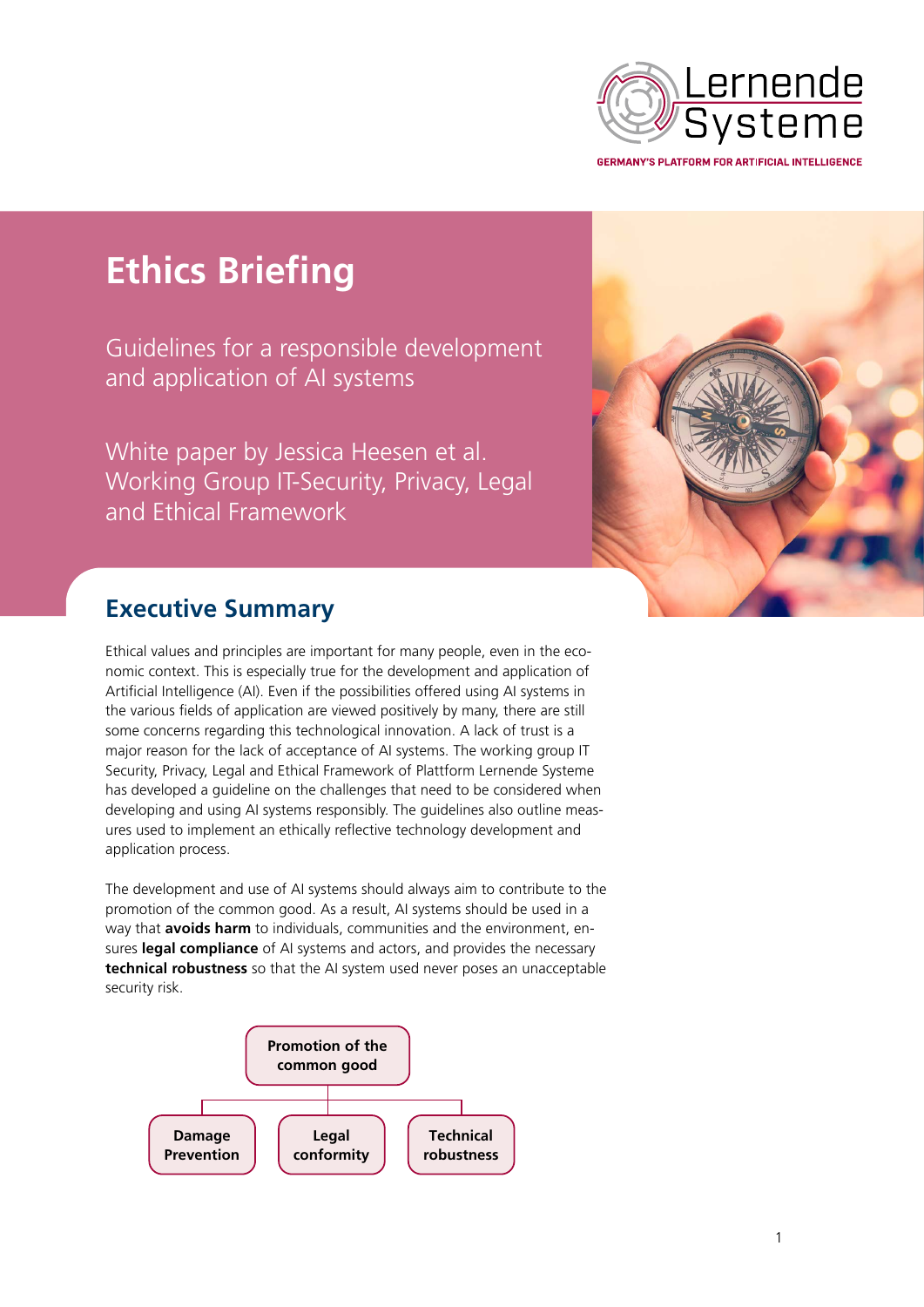Lernende Systeme

GERMANY'S PLATFORM FOR ARTIFICIAL INTELLIGENCE

# Ethics Briefing

Guidelines for a responsible development and application of AI systems

White paper by Jessica Heesen et al.
Working Group IT-Security, Privacy, Legal and Ethical Framework

## Executive Summary

Ethical values and principles are important for many people, even in the economic context. This is especially true for the development and application of Artificial Intelligence (AI). Even if the possibilities offered using AI systems in the various fields of application are viewed positively by many, there are still some concerns regarding this technological innovation. A lack of trust is a major reason for the lack of acceptance of AI systems. The working group IT Security, Privacy, Legal and Ethical Framework of Plattform Lernende Systeme has developed a guideline on the challenges that need to be considered when developing and using AI systems responsibly. The guidelines also outline measures used to implement an ethically reflective technology development and application process.

The development and use of AI systems should always aim to contribute to the promotion of the common good. As a result, AI systems should be used in a way that **avoids harm** to individuals, communities and the environment, ensures **legal compliance** of AI systems and actors, and provides the necessary **technical robustness** so that the AI system used never poses an unacceptable security risk.

- **Promotion of the common good**
  - Damage Prevention
  - Legal conformity
  - Technical robustness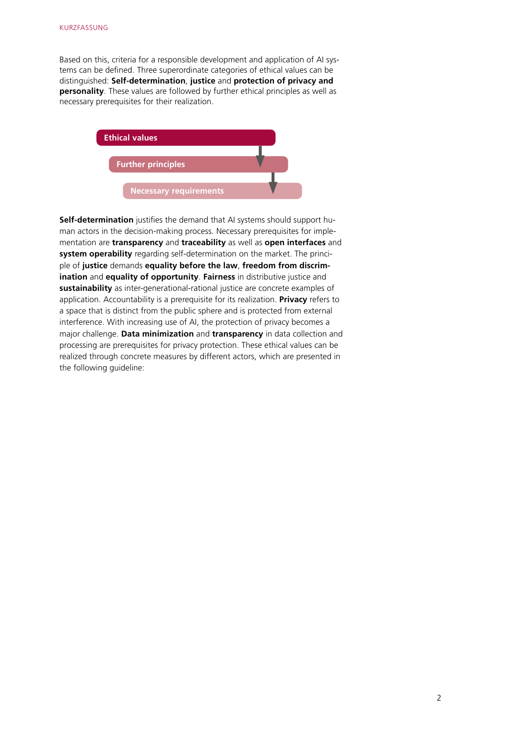Based on this, criteria for a responsible development and application of AI systems can be defined. Three superordinate categories of ethical values can be distinguished: **Self-determination**, **justice** and **protection of privacy and personality**. These values are followed by further ethical principles as well as necessary prerequisites for their realization.

Ethical values

Further principles

Necessary requirements

**Self-determination** justifies the demand that AI systems should support human actors in the decision-making process. Necessary prerequisites for implementation are **transparency** and **traceability** as well as **open interfaces** and **system operability** regarding self-determination on the market. The principle of **justice** demands **equality before the law**, **freedom from discrimination** and **equality of opportunity**. **Fairness** in distributive justice and **sustainability** as inter-generational-rational justice are concrete examples of application. Accountability is a prerequisite for its realization. **Privacy** refers to a space that is distinct from the public sphere and is protected from external interference. With increasing use of AI, the protection of privacy becomes a major challenge. **Data minimization** and **transparency** in data collection and processing are prerequisites for privacy protection. These ethical values can be realized through concrete measures by different actors, which are presented in the following guideline: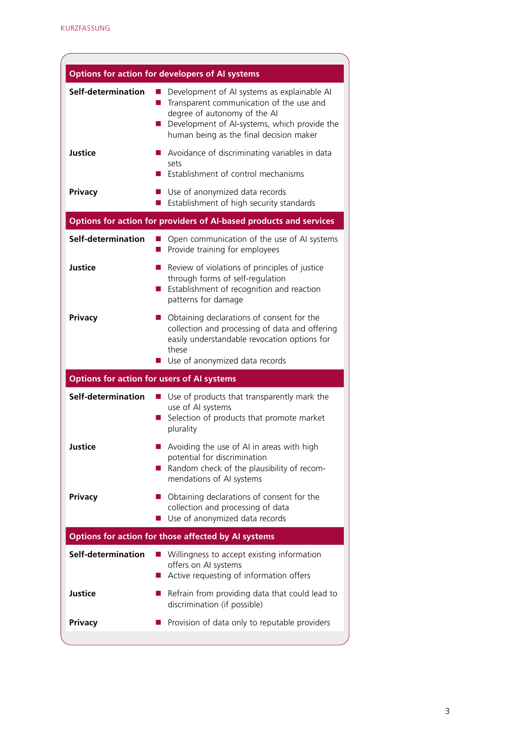### Options for action for developers of AI systems

**Self-determination**
- Development of AI systems as explainable AI
- Transparent communication of the use and degree of autonomy of the AI
- Development of AI-systems, which provide the human being as the final decision maker

**Justice**
- Avoidance of discriminating variables in data sets
- Establishment of control mechanisms

**Privacy**
- Use of anonymized data records
- Establishment of high security standards

### Options for action for providers of AI-based products and services

**Self-determination**
- Open communication of the use of AI systems
- Provide training for employees

**Justice**
- Review of violations of principles of justice through forms of self-regulation
- Establishment of recognition and reaction patterns for damage

**Privacy**
- Obtaining declarations of consent for the collection and processing of data and offering easily understandable revocation options for these
- Use of anonymized data records

### Options for action for users of AI systems

**Self-determination**
- Use of products that transparently mark the use of AI systems
- Selection of products that promote market plurality

**Justice**
- Avoiding the use of AI in areas with high potential for discrimination
- Random check of the plausibility of recommendations of AI systems

**Privacy**
- Obtaining declarations of consent for the collection and processing of data
- Use of anonymized data records

### Options for action for those affected by AI systems

**Self-determination**
- Willingness to accept existing information offers on AI systems
- Active requesting of information offers

**Justice**
- Refrain from providing data that could lead to discrimination (if possible)

**Privacy**
- Provision of data only to reputable providers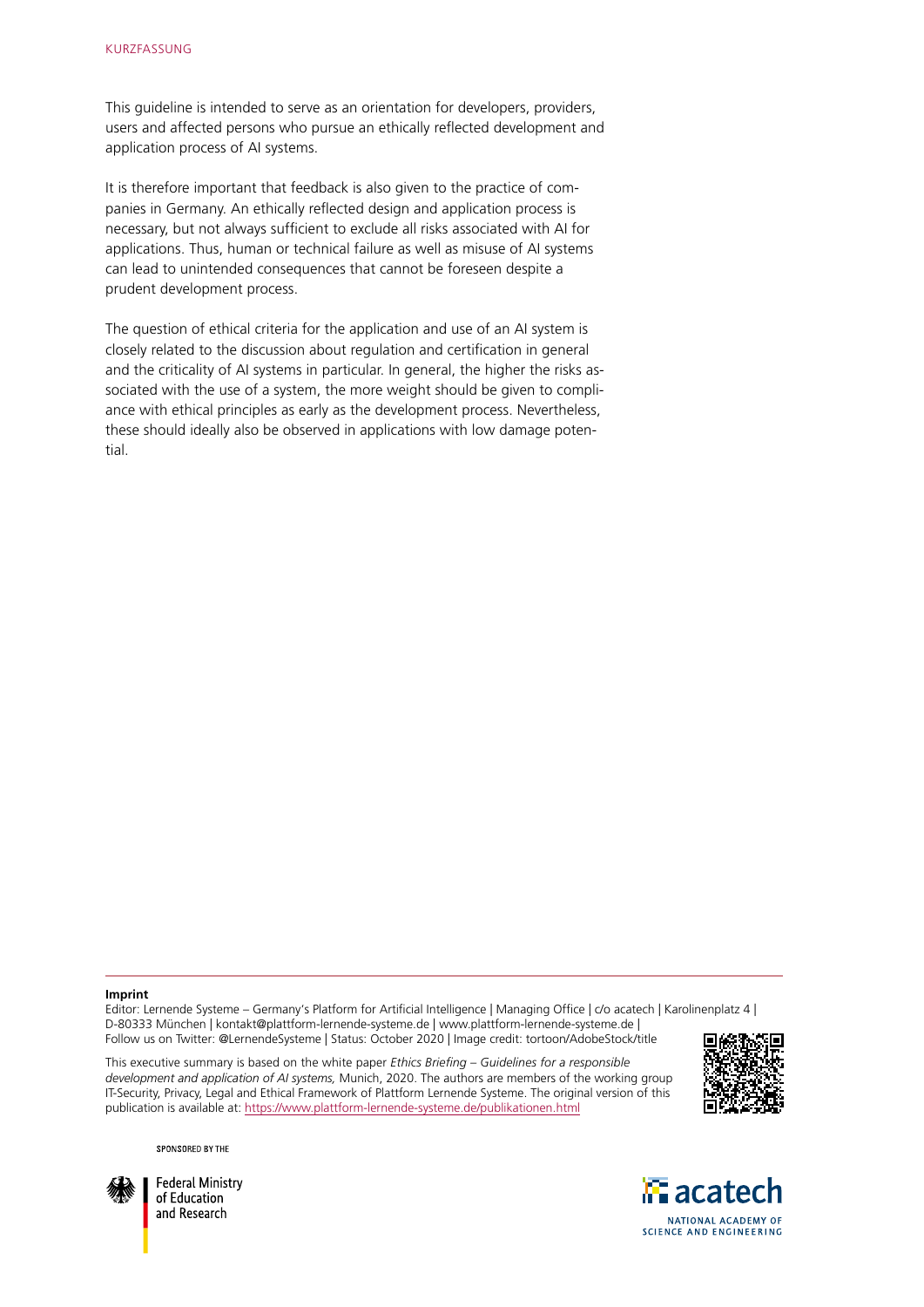This guideline is intended to serve as an orientation for developers, providers, users and affected persons who pursue an ethically reflected development and application process of AI systems.

It is therefore important that feedback is also given to the practice of companies in Germany. An ethically reflected design and application process is necessary, but not always sufficient to exclude all risks associated with AI for applications. Thus, human or technical failure as well as misuse of AI systems can lead to unintended consequences that cannot be foreseen despite a prudent development process.

The question of ethical criteria for the application and use of an AI system is closely related to the discussion about regulation and certification in general and the criticality of AI systems in particular. In general, the higher the risks associated with the use of a system, the more weight should be given to compliance with ethical principles as early as the development process. Nevertheless, these should ideally also be observed in applications with low damage potential.

**Imprint**

Editor: Lernende Systeme – Germany's Platform for Artificial Intelligence | Managing Office | c/o acatech | Karolinenplatz 4 | D-80333 München | kontakt@plattform-lernende-systeme.de | www.plattform-lernende-systeme.de | Follow us on Twitter: @LernendeSysteme | Status: October 2020 | Image credit: tortoon/AdobeStock/title

This executive summary is based on the white paper *Ethics Briefing – Guidelines for a responsible development and application of AI systems,* Munich, 2020. The authors are members of the working group IT-Security, Privacy, Legal and Ethical Framework of Plattform Lernende Systeme. The original version of this publication is available at: https://www.plattform-lernende-systeme.de/publikationen.html

SPONSORED BY THE

Federal Ministry of Education and Research

acatech NATIONAL ACADEMY OF SCIENCE AND ENGINEERING